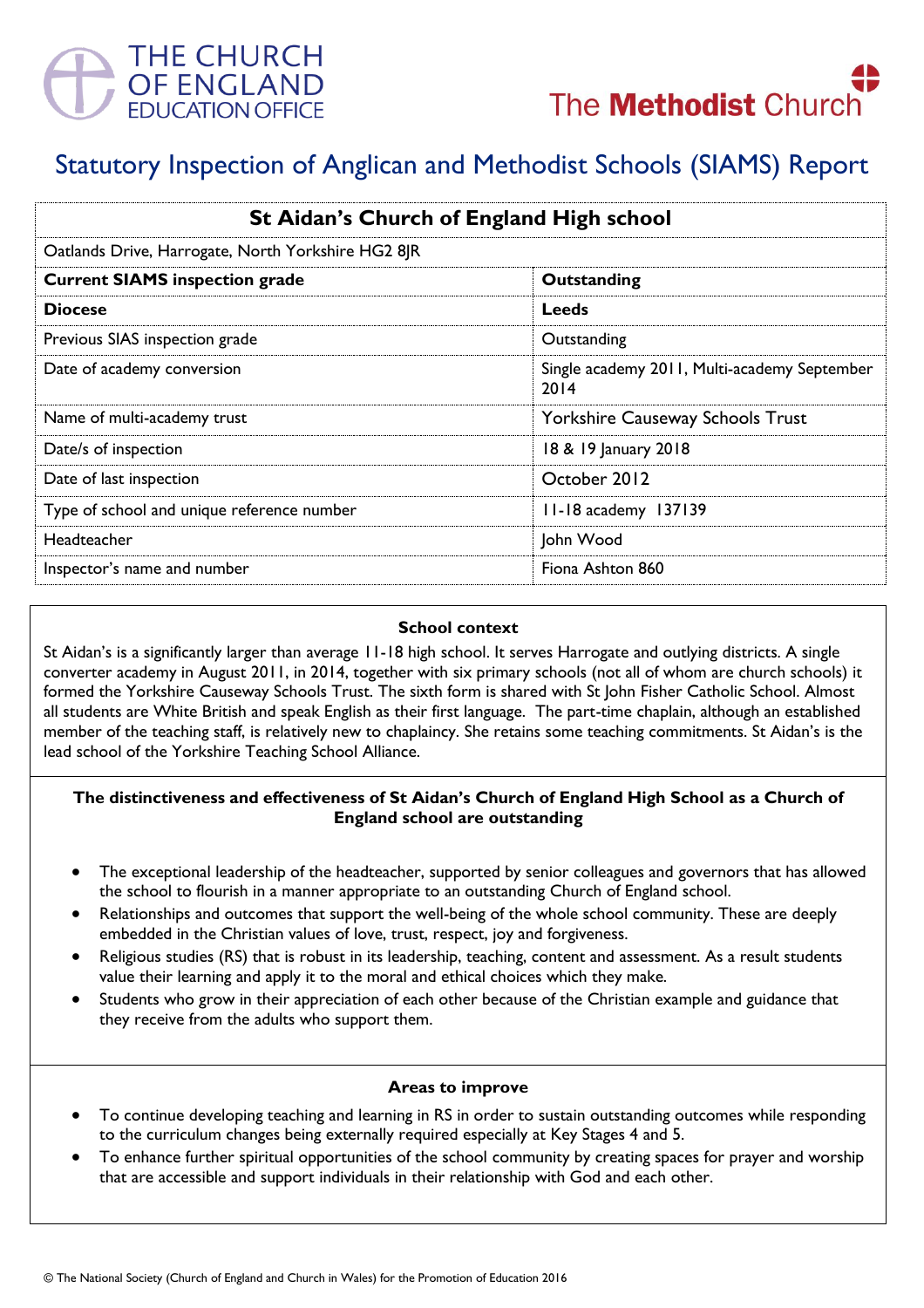THE CHURCH OF ENGLAND EDUCATION OFFICE

The Methodist Church

# Statutory Inspection of Anglican and Methodist Schools (SIAMS) Report

| St Aidan's Church of England High school | |
|---|---|
| Oatlands Drive, Harrogate, North Yorkshire HG2 8JR | |
| **Current SIAMS inspection grade** | **Outstanding** |
| **Diocese** | **Leeds** |
| Previous SIAS inspection grade | Outstanding |
| Date of academy conversion | Single academy 2011, Multi-academy September 2014 |
| Name of multi-academy trust | Yorkshire Causeway Schools Trust |
| Date/s of inspection | 18 & 19 January 2018 |
| Date of last inspection | October 2012 |
| Type of school and unique reference number | 11-18 academy 137139 |
| Headteacher | John Wood |
| Inspector's name and number | Fiona Ashton 860 |

### School context

St Aidan's is a significantly larger than average 11-18 high school. It serves Harrogate and outlying districts. A single converter academy in August 2011, in 2014, together with six primary schools (not all of whom are church schools) it formed the Yorkshire Causeway Schools Trust. The sixth form is shared with St John Fisher Catholic School. Almost all students are White British and speak English as their first language. The part-time chaplain, although an established member of the teaching staff, is relatively new to chaplaincy. She retains some teaching commitments. St Aidan's is the lead school of the Yorkshire Teaching School Alliance.

### The distinctiveness and effectiveness of St Aidan's Church of England High School as a Church of England school are outstanding

- The exceptional leadership of the headteacher, supported by senior colleagues and governors that has allowed the school to flourish in a manner appropriate to an outstanding Church of England school.
- Relationships and outcomes that support the well-being of the whole school community. These are deeply embedded in the Christian values of love, trust, respect, joy and forgiveness.
- Religious studies (RS) that is robust in its leadership, teaching, content and assessment. As a result students value their learning and apply it to the moral and ethical choices which they make.
- Students who grow in their appreciation of each other because of the Christian example and guidance that they receive from the adults who support them.

### Areas to improve

- To continue developing teaching and learning in RS in order to sustain outstanding outcomes while responding to the curriculum changes being externally required especially at Key Stages 4 and 5.
- To enhance further spiritual opportunities of the school community by creating spaces for prayer and worship that are accessible and support individuals in their relationship with God and each other.

© The National Society (Church of England and Church in Wales) for the Promotion of Education 2016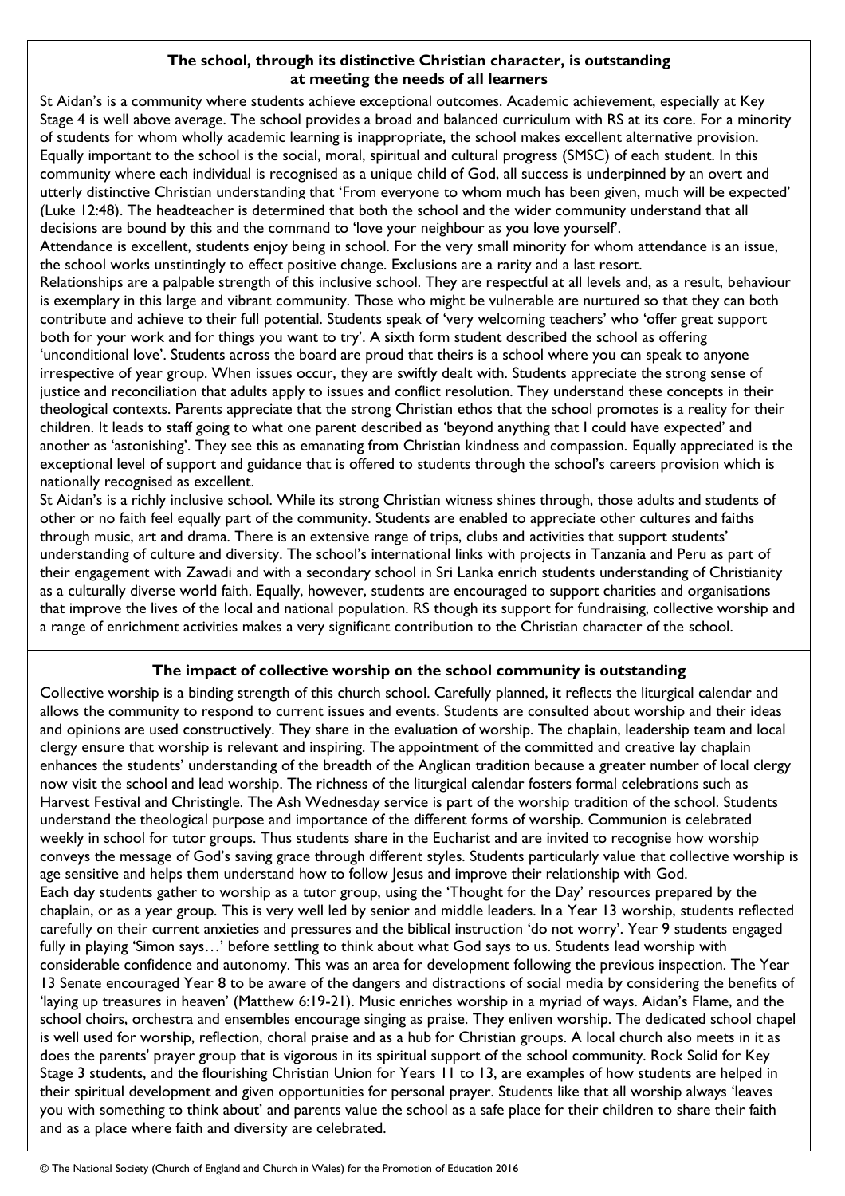## The school, through its distinctive Christian character, is outstanding at meeting the needs of all learners

St Aidan's is a community where students achieve exceptional outcomes. Academic achievement, especially at Key Stage 4 is well above average. The school provides a broad and balanced curriculum with RS at its core. For a minority of students for whom wholly academic learning is inappropriate, the school makes excellent alternative provision. Equally important to the school is the social, moral, spiritual and cultural progress (SMSC) of each student. In this community where each individual is recognised as a unique child of God, all success is underpinned by an overt and utterly distinctive Christian understanding that 'From everyone to whom much has been given, much will be expected' (Luke 12:48). The headteacher is determined that both the school and the wider community understand that all decisions are bound by this and the command to 'love your neighbour as you love yourself'.

Attendance is excellent, students enjoy being in school. For the very small minority for whom attendance is an issue, the school works unstintingly to effect positive change. Exclusions are a rarity and a last resort.

Relationships are a palpable strength of this inclusive school. They are respectful at all levels and, as a result, behaviour is exemplary in this large and vibrant community. Those who might be vulnerable are nurtured so that they can both contribute and achieve to their full potential. Students speak of 'very welcoming teachers' who 'offer great support both for your work and for things you want to try'. A sixth form student described the school as offering 'unconditional love'. Students across the board are proud that theirs is a school where you can speak to anyone irrespective of year group. When issues occur, they are swiftly dealt with. Students appreciate the strong sense of justice and reconciliation that adults apply to issues and conflict resolution. They understand these concepts in their theological contexts. Parents appreciate that the strong Christian ethos that the school promotes is a reality for their children. It leads to staff going to what one parent described as 'beyond anything that I could have expected' and another as 'astonishing'. They see this as emanating from Christian kindness and compassion. Equally appreciated is the exceptional level of support and guidance that is offered to students through the school's careers provision which is nationally recognised as excellent.

St Aidan's is a richly inclusive school. While its strong Christian witness shines through, those adults and students of other or no faith feel equally part of the community. Students are enabled to appreciate other cultures and faiths through music, art and drama. There is an extensive range of trips, clubs and activities that support students' understanding of culture and diversity. The school's international links with projects in Tanzania and Peru as part of their engagement with Zawadi and with a secondary school in Sri Lanka enrich students understanding of Christianity as a culturally diverse world faith. Equally, however, students are encouraged to support charities and organisations that improve the lives of the local and national population. RS though its support for fundraising, collective worship and a range of enrichment activities makes a very significant contribution to the Christian character of the school.

## The impact of collective worship on the school community is outstanding

Collective worship is a binding strength of this church school. Carefully planned, it reflects the liturgical calendar and allows the community to respond to current issues and events. Students are consulted about worship and their ideas and opinions are used constructively. They share in the evaluation of worship. The chaplain, leadership team and local clergy ensure that worship is relevant and inspiring. The appointment of the committed and creative lay chaplain enhances the students' understanding of the breadth of the Anglican tradition because a greater number of local clergy now visit the school and lead worship. The richness of the liturgical calendar fosters formal celebrations such as Harvest Festival and Christingle. The Ash Wednesday service is part of the worship tradition of the school. Students understand the theological purpose and importance of the different forms of worship. Communion is celebrated weekly in school for tutor groups. Thus students share in the Eucharist and are invited to recognise how worship conveys the message of God's saving grace through different styles. Students particularly value that collective worship is age sensitive and helps them understand how to follow Jesus and improve their relationship with God.

Each day students gather to worship as a tutor group, using the 'Thought for the Day' resources prepared by the chaplain, or as a year group. This is very well led by senior and middle leaders. In a Year 13 worship, students reflected carefully on their current anxieties and pressures and the biblical instruction 'do not worry'. Year 9 students engaged fully in playing 'Simon says…' before settling to think about what God says to us. Students lead worship with considerable confidence and autonomy. This was an area for development following the previous inspection. The Year 13 Senate encouraged Year 8 to be aware of the dangers and distractions of social media by considering the benefits of 'laying up treasures in heaven' (Matthew 6:19-21). Music enriches worship in a myriad of ways. Aidan's Flame, and the school choirs, orchestra and ensembles encourage singing as praise. They enliven worship. The dedicated school chapel is well used for worship, reflection, choral praise and as a hub for Christian groups. A local church also meets in it as does the parents' prayer group that is vigorous in its spiritual support of the school community. Rock Solid for Key Stage 3 students, and the flourishing Christian Union for Years 11 to 13, are examples of how students are helped in their spiritual development and given opportunities for personal prayer. Students like that all worship always 'leaves you with something to think about' and parents value the school as a safe place for their children to share their faith and as a place where faith and diversity are celebrated.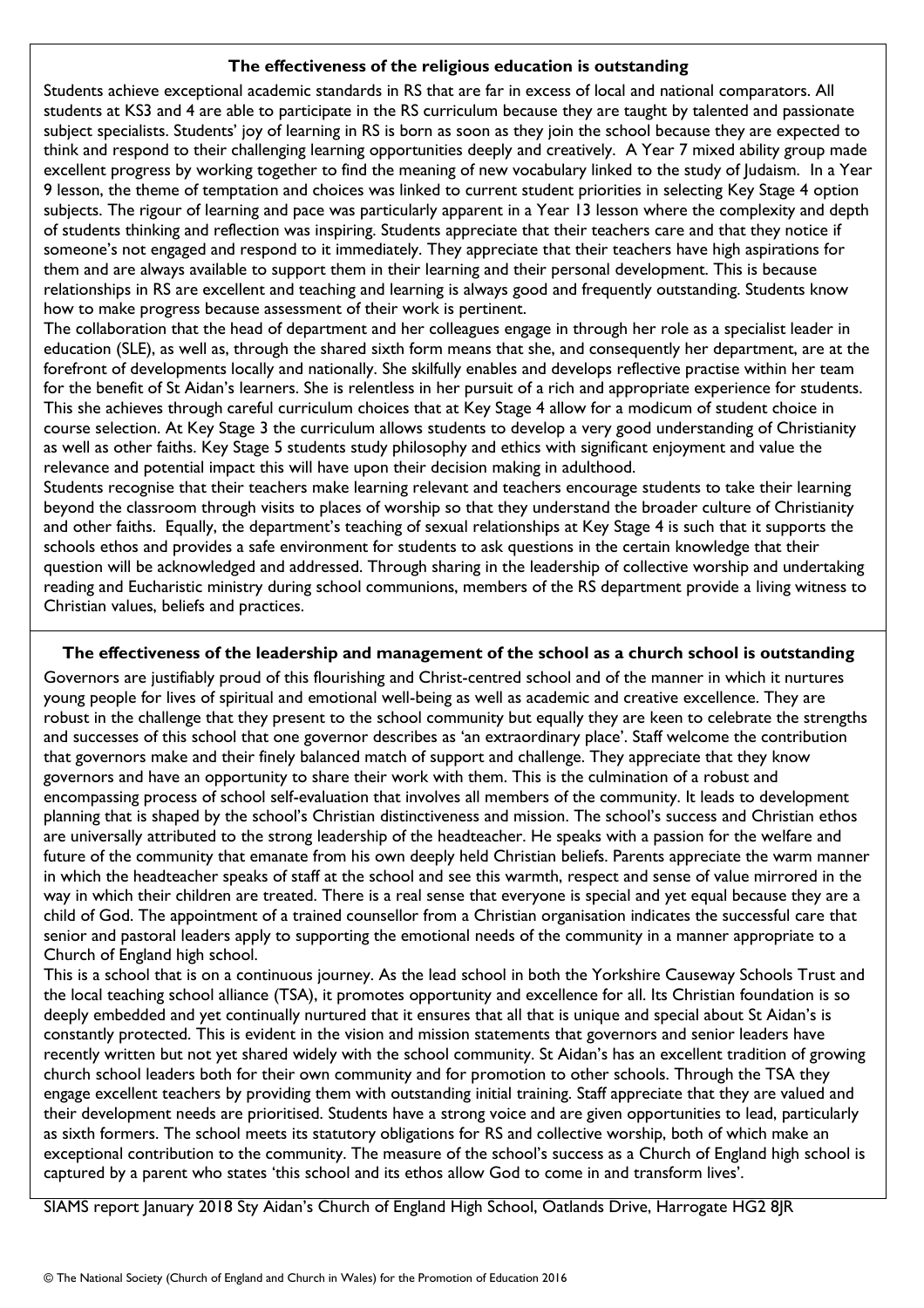### The effectiveness of the religious education is outstanding

Students achieve exceptional academic standards in RS that are far in excess of local and national comparators. All students at KS3 and 4 are able to participate in the RS curriculum because they are taught by talented and passionate subject specialists. Students' joy of learning in RS is born as soon as they join the school because they are expected to think and respond to their challenging learning opportunities deeply and creatively. A Year 7 mixed ability group made excellent progress by working together to find the meaning of new vocabulary linked to the study of Judaism. In a Year 9 lesson, the theme of temptation and choices was linked to current student priorities in selecting Key Stage 4 option subjects. The rigour of learning and pace was particularly apparent in a Year 13 lesson where the complexity and depth of students thinking and reflection was inspiring. Students appreciate that their teachers care and that they notice if someone's not engaged and respond to it immediately. They appreciate that their teachers have high aspirations for them and are always available to support them in their learning and their personal development. This is because relationships in RS are excellent and teaching and learning is always good and frequently outstanding. Students know how to make progress because assessment of their work is pertinent.

The collaboration that the head of department and her colleagues engage in through her role as a specialist leader in education (SLE), as well as, through the shared sixth form means that she, and consequently her department, are at the forefront of developments locally and nationally. She skilfully enables and develops reflective practise within her team for the benefit of St Aidan's learners. She is relentless in her pursuit of a rich and appropriate experience for students. This she achieves through careful curriculum choices that at Key Stage 4 allow for a modicum of student choice in course selection. At Key Stage 3 the curriculum allows students to develop a very good understanding of Christianity as well as other faiths. Key Stage 5 students study philosophy and ethics with significant enjoyment and value the relevance and potential impact this will have upon their decision making in adulthood.

Students recognise that their teachers make learning relevant and teachers encourage students to take their learning beyond the classroom through visits to places of worship so that they understand the broader culture of Christianity and other faiths. Equally, the department's teaching of sexual relationships at Key Stage 4 is such that it supports the schools ethos and provides a safe environment for students to ask questions in the certain knowledge that their question will be acknowledged and addressed. Through sharing in the leadership of collective worship and undertaking reading and Eucharistic ministry during school communions, members of the RS department provide a living witness to Christian values, beliefs and practices.

### The effectiveness of the leadership and management of the school as a church school is outstanding

Governors are justifiably proud of this flourishing and Christ-centred school and of the manner in which it nurtures young people for lives of spiritual and emotional well-being as well as academic and creative excellence. They are robust in the challenge that they present to the school community but equally they are keen to celebrate the strengths and successes of this school that one governor describes as 'an extraordinary place'. Staff welcome the contribution that governors make and their finely balanced match of support and challenge. They appreciate that they know governors and have an opportunity to share their work with them. This is the culmination of a robust and encompassing process of school self-evaluation that involves all members of the community. It leads to development planning that is shaped by the school's Christian distinctiveness and mission. The school's success and Christian ethos are universally attributed to the strong leadership of the headteacher. He speaks with a passion for the welfare and future of the community that emanate from his own deeply held Christian beliefs. Parents appreciate the warm manner in which the headteacher speaks of staff at the school and see this warmth, respect and sense of value mirrored in the way in which their children are treated. There is a real sense that everyone is special and yet equal because they are a child of God. The appointment of a trained counsellor from a Christian organisation indicates the successful care that senior and pastoral leaders apply to supporting the emotional needs of the community in a manner appropriate to a Church of England high school.

This is a school that is on a continuous journey. As the lead school in both the Yorkshire Causeway Schools Trust and the local teaching school alliance (TSA), it promotes opportunity and excellence for all. Its Christian foundation is so deeply embedded and yet continually nurtured that it ensures that all that is unique and special about St Aidan's is constantly protected. This is evident in the vision and mission statements that governors and senior leaders have recently written but not yet shared widely with the school community. St Aidan's has an excellent tradition of growing church school leaders both for their own community and for promotion to other schools. Through the TSA they engage excellent teachers by providing them with outstanding initial training. Staff appreciate that they are valued and their development needs are prioritised. Students have a strong voice and are given opportunities to lead, particularly as sixth formers. The school meets its statutory obligations for RS and collective worship, both of which make an exceptional contribution to the community. The measure of the school's success as a Church of England high school is captured by a parent who states 'this school and its ethos allow God to come in and transform lives'.

SIAMS report January 2018 Sty Aidan's Church of England High School, Oatlands Drive, Harrogate HG2 8JR

© The National Society (Church of England and Church in Wales) for the Promotion of Education 2016